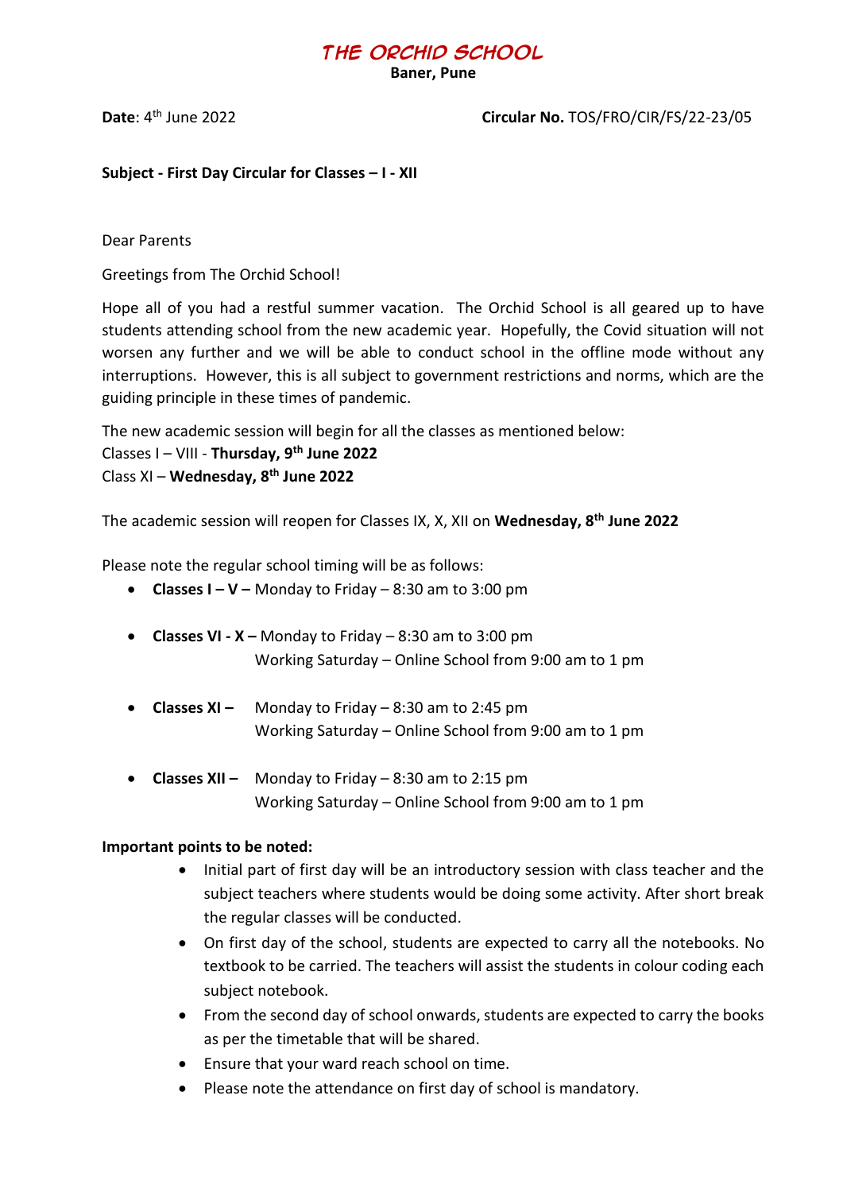# THE ORCHID SCHOOL

**Baner, Pune**

**Date**: 4th June 2022 **Circular No.** TOS/FRO/CIR/FS/22-23/05

**Subject - First Day Circular for Classes – I - XII**

Dear Parents

Greetings from The Orchid School!

Hope all of you had a restful summer vacation. The Orchid School is all geared up to have students attending school from the new academic year. Hopefully, the Covid situation will not worsen any further and we will be able to conduct school in the offline mode without any interruptions. However, this is all subject to government restrictions and norms, which are the guiding principle in these times of pandemic.

The new academic session will begin for all the classes as mentioned below:
Classes I – VIII - **Thursday, 9th June 2022**
Class XI – **Wednesday, 8th June 2022**

The academic session will reopen for Classes IX, X, XII on **Wednesday, 8th June 2022**

Please note the regular school timing will be as follows:

- **Classes I – V –** Monday to Friday – 8:30 am to 3:00 pm
- **Classes VI - X –** Monday to Friday – 8:30 am to 3:00 pm
  Working Saturday – Online School from 9:00 am to 1 pm
- **Classes XI –** Monday to Friday – 8:30 am to 2:45 pm
  Working Saturday – Online School from 9:00 am to 1 pm
- **Classes XII –** Monday to Friday – 8:30 am to 2:15 pm
  Working Saturday – Online School from 9:00 am to 1 pm

**Important points to be noted:**

- Initial part of first day will be an introductory session with class teacher and the subject teachers where students would be doing some activity. After short break the regular classes will be conducted.
- On first day of the school, students are expected to carry all the notebooks. No textbook to be carried. The teachers will assist the students in colour coding each subject notebook.
- From the second day of school onwards, students are expected to carry the books as per the timetable that will be shared.
- Ensure that your ward reach school on time.
- Please note the attendance on first day of school is mandatory.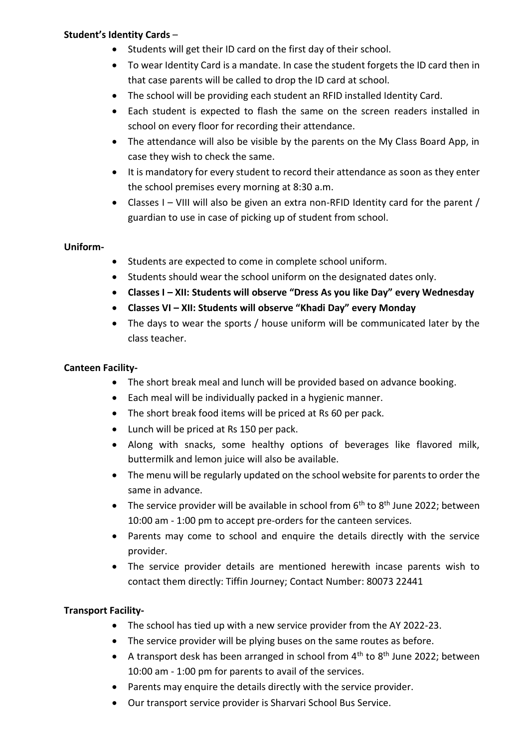**Student's Identity Cards** –

- Students will get their ID card on the first day of their school.
- To wear Identity Card is a mandate. In case the student forgets the ID card then in that case parents will be called to drop the ID card at school.
- The school will be providing each student an RFID installed Identity Card.
- Each student is expected to flash the same on the screen readers installed in school on every floor for recording their attendance.
- The attendance will also be visible by the parents on the My Class Board App, in case they wish to check the same.
- It is mandatory for every student to record their attendance as soon as they enter the school premises every morning at 8:30 a.m.
- Classes I – VIII will also be given an extra non-RFID Identity card for the parent / guardian to use in case of picking up of student from school.

**Uniform-**

- Students are expected to come in complete school uniform.
- Students should wear the school uniform on the designated dates only.
- **Classes I – XII: Students will observe "Dress As you like Day" every Wednesday**
- **Classes VI – XII: Students will observe "Khadi Day" every Monday**
- The days to wear the sports / house uniform will be communicated later by the class teacher.

**Canteen Facility-**

- The short break meal and lunch will be provided based on advance booking.
- Each meal will be individually packed in a hygienic manner.
- The short break food items will be priced at Rs 60 per pack.
- Lunch will be priced at Rs 150 per pack.
- Along with snacks, some healthy options of beverages like flavored milk, buttermilk and lemon juice will also be available.
- The menu will be regularly updated on the school website for parents to order the same in advance.
- The service provider will be available in school from 6th to 8th June 2022; between 10:00 am - 1:00 pm to accept pre-orders for the canteen services.
- Parents may come to school and enquire the details directly with the service provider.
- The service provider details are mentioned herewith incase parents wish to contact them directly: Tiffin Journey; Contact Number: 80073 22441

**Transport Facility-**

- The school has tied up with a new service provider from the AY 2022-23.
- The service provider will be plying buses on the same routes as before.
- A transport desk has been arranged in school from 4th to 8th June 2022; between 10:00 am - 1:00 pm for parents to avail of the services.
- Parents may enquire the details directly with the service provider.
- Our transport service provider is Sharvari School Bus Service.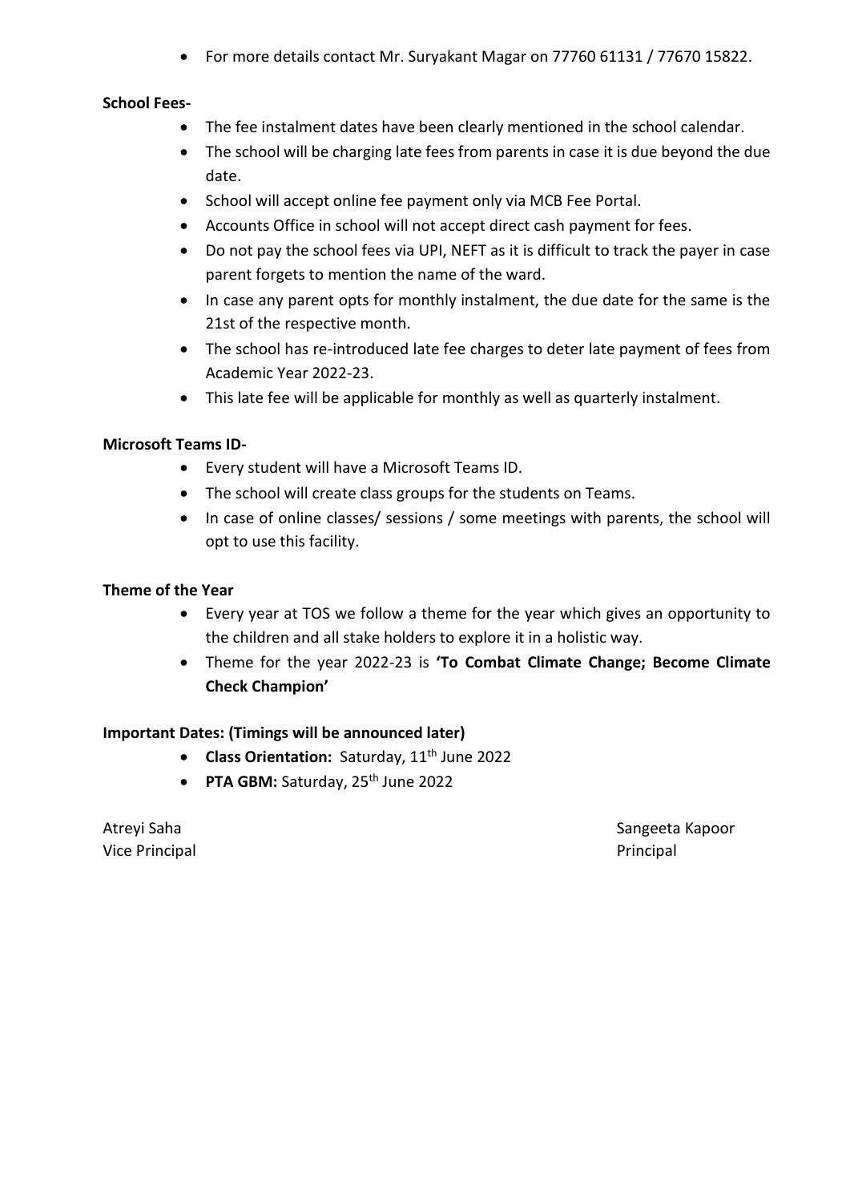- For more details contact Mr. Suryakant Magar on 77760 61131 / 77670 15822.

**School Fees-**

- The fee instalment dates have been clearly mentioned in the school calendar.
- The school will be charging late fees from parents in case it is due beyond the due date.
- School will accept online fee payment only via MCB Fee Portal.
- Accounts Office in school will not accept direct cash payment for fees.
- Do not pay the school fees via UPI, NEFT as it is difficult to track the payer in case parent forgets to mention the name of the ward.
- In case any parent opts for monthly instalment, the due date for the same is the 21st of the respective month.
- The school has re-introduced late fee charges to deter late payment of fees from Academic Year 2022-23.
- This late fee will be applicable for monthly as well as quarterly instalment.

**Microsoft Teams ID-**

- Every student will have a Microsoft Teams ID.
- The school will create class groups for the students on Teams.
- In case of online classes/ sessions / some meetings with parents, the school will opt to use this facility.

**Theme of the Year**

- Every year at TOS we follow a theme for the year which gives an opportunity to the children and all stake holders to explore it in a holistic way.
- Theme for the year 2022-23 is **'To Combat Climate Change; Become Climate Check Champion'**

**Important Dates: (Timings will be announced later)**

- **Class Orientation:** Saturday, 11th June 2022
- **PTA GBM:** Saturday, 25th June 2022

Atreyi Saha
Vice Principal

Sangeeta Kapoor
Principal